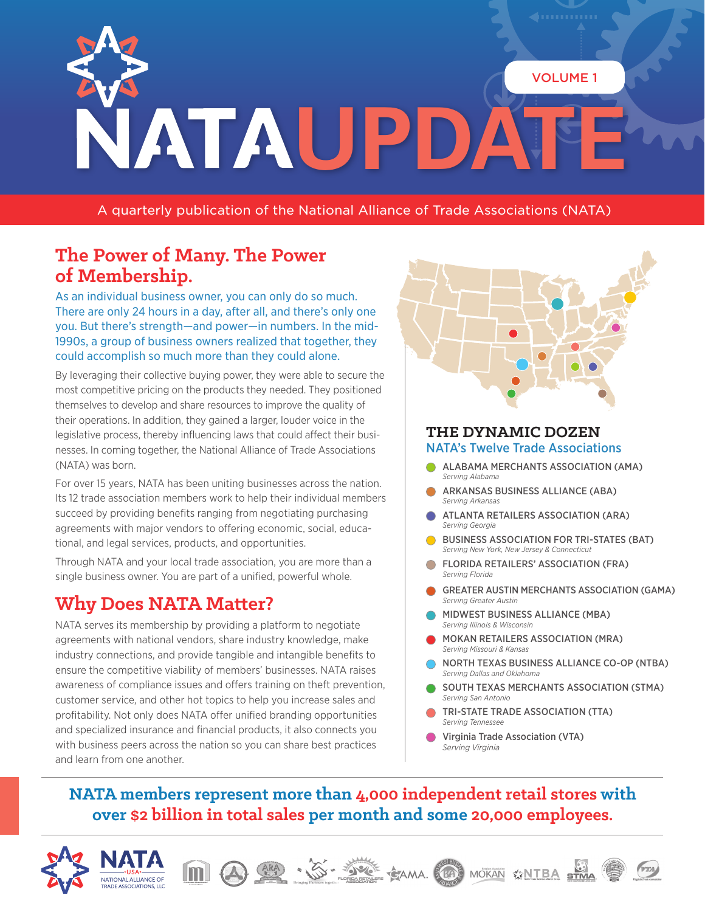# NATA UPDATE

VOLUME 1

A quarterly publication of the National Alliance of Trade Associations (NATA)

## The Power of Many. The Power of Membership.

As an individual business owner, you can only do so much. There are only 24 hours in a day, after all, and there's only one you. But there's strength—and power—in numbers. In the mid-1990s, a group of business owners realized that together, they could accomplish so much more than they could alone.

By leveraging their collective buying power, they were able to secure the most competitive pricing on the products they needed. They positioned themselves to develop and share resources to improve the quality of their operations. In addition, they gained a larger, louder voice in the legislative process, thereby influencing laws that could affect their businesses. In coming together, the National Alliance of Trade Associations (NATA) was born.

For over 15 years, NATA has been uniting businesses across the nation. Its 12 trade association members work to help their individual members succeed by providing benefits ranging from negotiating purchasing agreements with major vendors to offering economic, social, educational, and legal services, products, and opportunities.

Through NATA and your local trade association, you are more than a single business owner. You are part of a unified, powerful whole.

## Why Does NATA Matter?

NATA serves its membership by providing a platform to negotiate agreements with national vendors, share industry knowledge, make industry connections, and provide tangible and intangible benefits to ensure the competitive viability of members' businesses. NATA raises awareness of compliance issues and offers training on theft prevention, customer service, and other hot topics to help you increase sales and profitability. Not only does NATA offer unified branding opportunities and specialized insurance and financial products, it also connects you with business peers across the nation so you can share best practices and learn from one another.

### THE DYNAMIC DOZEN

NATA's Twelve Trade Associations

- **ALABAMA MERCHANTS ASSOCIATION (AMA)**
  *Serving Alabama*
- **ARKANSAS BUSINESS ALLIANCE (ABA)**
  *Serving Arkansas*
- **ATLANTA RETAILERS ASSOCIATION (ARA)**
  *Serving Georgia*
- **BUSINESS ASSOCIATION FOR TRI-STATES (BAT)**
  *Serving New York, New Jersey & Connecticut*
- **FLORIDA RETAILERS' ASSOCIATION (FRA)**
  *Serving Florida*
- **GREATER AUSTIN MERCHANTS ASSOCIATION (GAMA)**
  *Serving Greater Austin*
- **MIDWEST BUSINESS ALLIANCE (MBA)**
  *Serving Illinois & Wisconsin*
- **MOKAN RETAILERS ASSOCIATION (MRA)**
  *Serving Missouri & Kansas*
- **NORTH TEXAS BUSINESS ALLIANCE CO-OP (NTBA)**
  *Serving Dallas and Oklahoma*
- **SOUTH TEXAS MERCHANTS ASSOCIATION (STMA)**
  *Serving San Antonio*
- **TRI-STATE TRADE ASSOCIATION (TTA)**
  *Serving Tennessee*
- **Virginia Trade Association (VTA)**
  *Serving Virginia*

**NATA members represent more than 4,000 independent retail stores with over $2 billion in total sales per month and some 20,000 employees.**

NATA USA NATIONAL ALLIANCE OF TRADE ASSOCIATIONS, LLC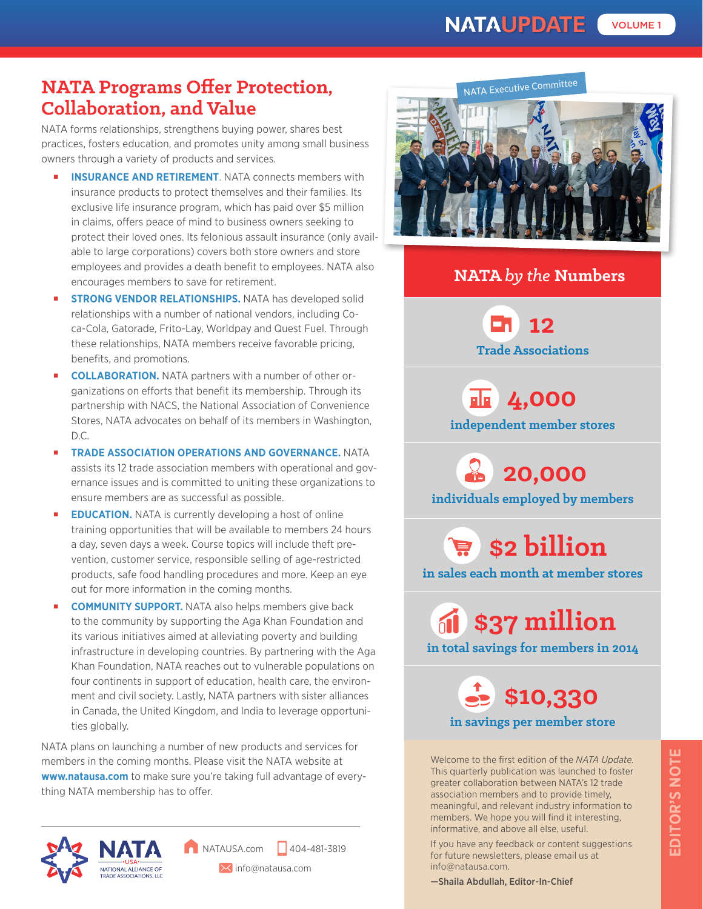# NATA Programs Offer Protection, Collaboration, and Value

NATA forms relationships, strengthens buying power, shares best practices, fosters education, and promotes unity among small business owners through a variety of products and services.

- **INSURANCE AND RETIREMENT**. NATA connects members with insurance products to protect themselves and their families. Its exclusive life insurance program, which has paid over $5 million in claims, offers peace of mind to business owners seeking to protect their loved ones. Its felonious assault insurance (only available to large corporations) covers both store owners and store employees and provides a death benefit to employees. NATA also encourages members to save for retirement.
- **STRONG VENDOR RELATIONSHIPS.** NATA has developed solid relationships with a number of national vendors, including Coca-Cola, Gatorade, Frito-Lay, Worldpay and Quest Fuel. Through these relationships, NATA members receive favorable pricing, benefits, and promotions.
- **COLLABORATION.** NATA partners with a number of other organizations on efforts that benefit its membership. Through its partnership with NACS, the National Association of Convenience Stores, NATA advocates on behalf of its members in Washington, D.C.
- **TRADE ASSOCIATION OPERATIONS AND GOVERNANCE.** NATA assists its 12 trade association members with operational and governance issues and is committed to uniting these organizations to ensure members are as successful as possible.
- **EDUCATION.** NATA is currently developing a host of online training opportunities that will be available to members 24 hours a day, seven days a week. Course topics will include theft prevention, customer service, responsible selling of age-restricted products, safe food handling procedures and more. Keep an eye out for more information in the coming months.
- **COMMUNITY SUPPORT.** NATA also helps members give back to the community by supporting the Aga Khan Foundation and its various initiatives aimed at alleviating poverty and building infrastructure in developing countries. By partnering with the Aga Khan Foundation, NATA reaches out to vulnerable populations on four continents in support of education, health care, the environment and civil society. Lastly, NATA partners with sister alliances in Canada, the United Kingdom, and India to leverage opportunities globally.

NATA plans on launching a number of new products and services for members in the coming months. Please visit the NATA website at **www.natausa.com** to make sure you're taking full advantage of everything NATA membership has to offer.

NATA Executive Committee

## NATA *by the* Numbers

**12**
Trade Associations

**4,000**
independent member stores

**20,000**
individuals employed by members

**$2 billion**
in sales each month at member stores

**$37 million**
in total savings for members in 2014

**$10,330**
in savings per member store

## EDITOR'S NOTE

Welcome to the first edition of the *NATA Update*. This quarterly publication was launched to foster greater collaboration between NATA's 12 trade association members and to provide timely, meaningful, and relevant industry information to members. We hope you will find it interesting, informative, and above all else, useful.

If you have any feedback or content suggestions for future newsletters, please email us at info@natausa.com.

—Shaila Abdullah, Editor-In-Chief

NATA USA NATIONAL ALLIANCE OF TRADE ASSOCIATIONS, LLC

NATAUSA.com 404-481-3819 info@natausa.com